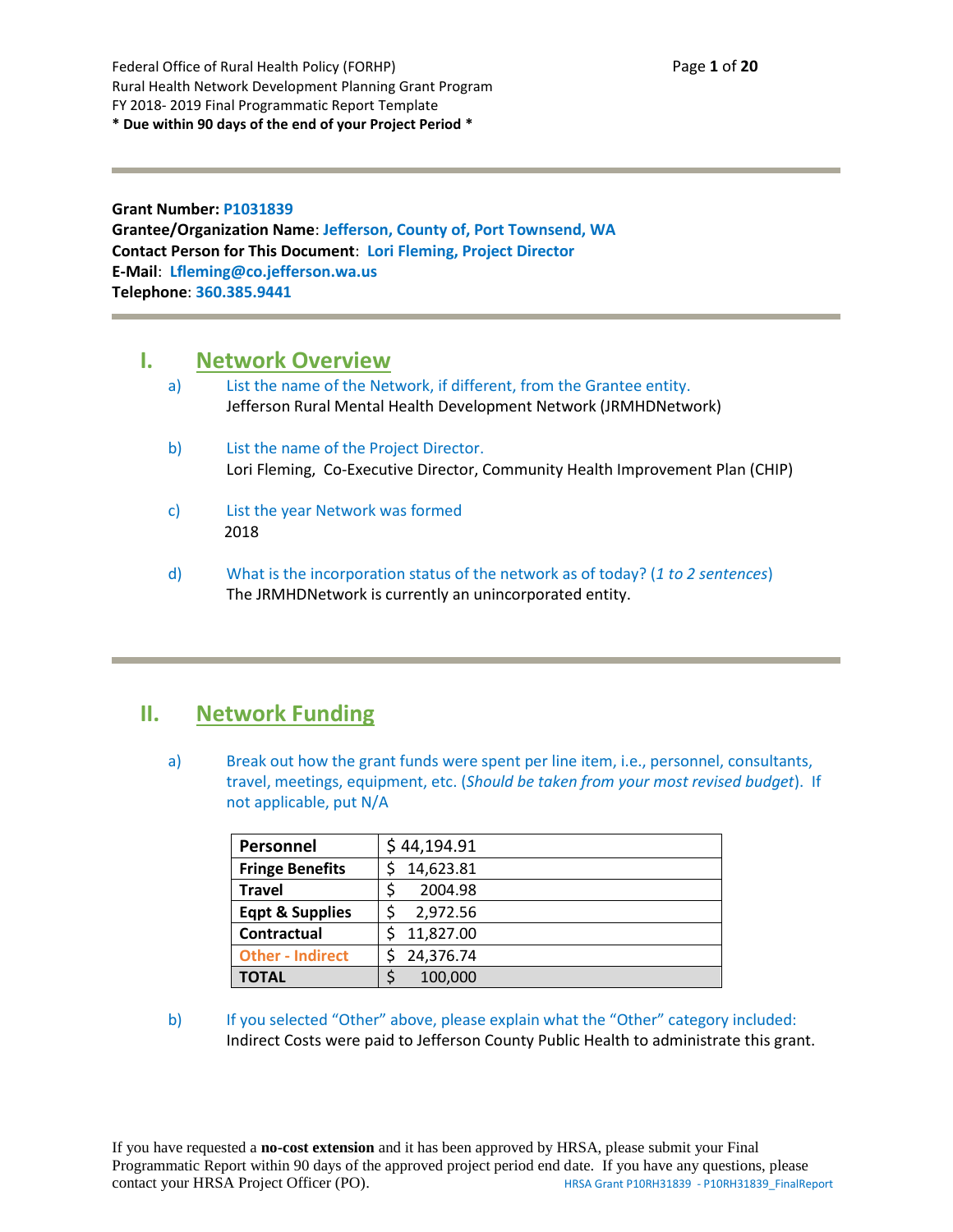Federal Office of Rural Health Policy (FORHP)
Rural Health Network Development Planning Grant Program
FY 2018- 2019 Final Programmatic Report Template
**\* Due within 90 days of the end of your Project Period \***

---

**Grant Number:** P1031839
**Grantee/Organization Name**: Jefferson, County of, Port Townsend, WA
**Contact Person for This Document**: Lori Fleming, Project Director
**E-Mail**: Lfleming@co.jefferson.wa.us
**Telephone**: 360.385.9441

---

## I. Network Overview

a) List the name of the Network, if different, from the Grantee entity.
Jefferson Rural Mental Health Development Network (JRMHDNetwork)

b) List the name of the Project Director.
Lori Fleming, Co-Executive Director, Community Health Improvement Plan (CHIP)

c) List the year Network was formed
2018

d) What is the incorporation status of the network as of today? (*1 to 2 sentences*)
The JRMHDNetwork is currently an unincorporated entity.

---

## II. Network Funding

a) Break out how the grant funds were spent per line item, i.e., personnel, consultants, travel, meetings, equipment, etc. (*Should be taken from your most revised budget*). If not applicable, put N/A

| | |
|---|---|
| **Personnel** | $ 44,194.91 |
| **Fringe Benefits** | $ 14,623.81 |
| **Travel** | $ 2004.98 |
| **Eqpt & Supplies** | $ 2,972.56 |
| **Contractual** | $ 11,827.00 |
| **Other - Indirect** | $ 24,376.74 |
| **TOTAL** | $ 100,000 |

b) If you selected "Other" above, please explain what the "Other" category included:
Indirect Costs were paid to Jefferson County Public Health to administrate this grant.

If you have requested a **no-cost extension** and it has been approved by HRSA, please submit your Final Programmatic Report within 90 days of the approved project period end date. If you have any questions, please contact your HRSA Project Officer (PO).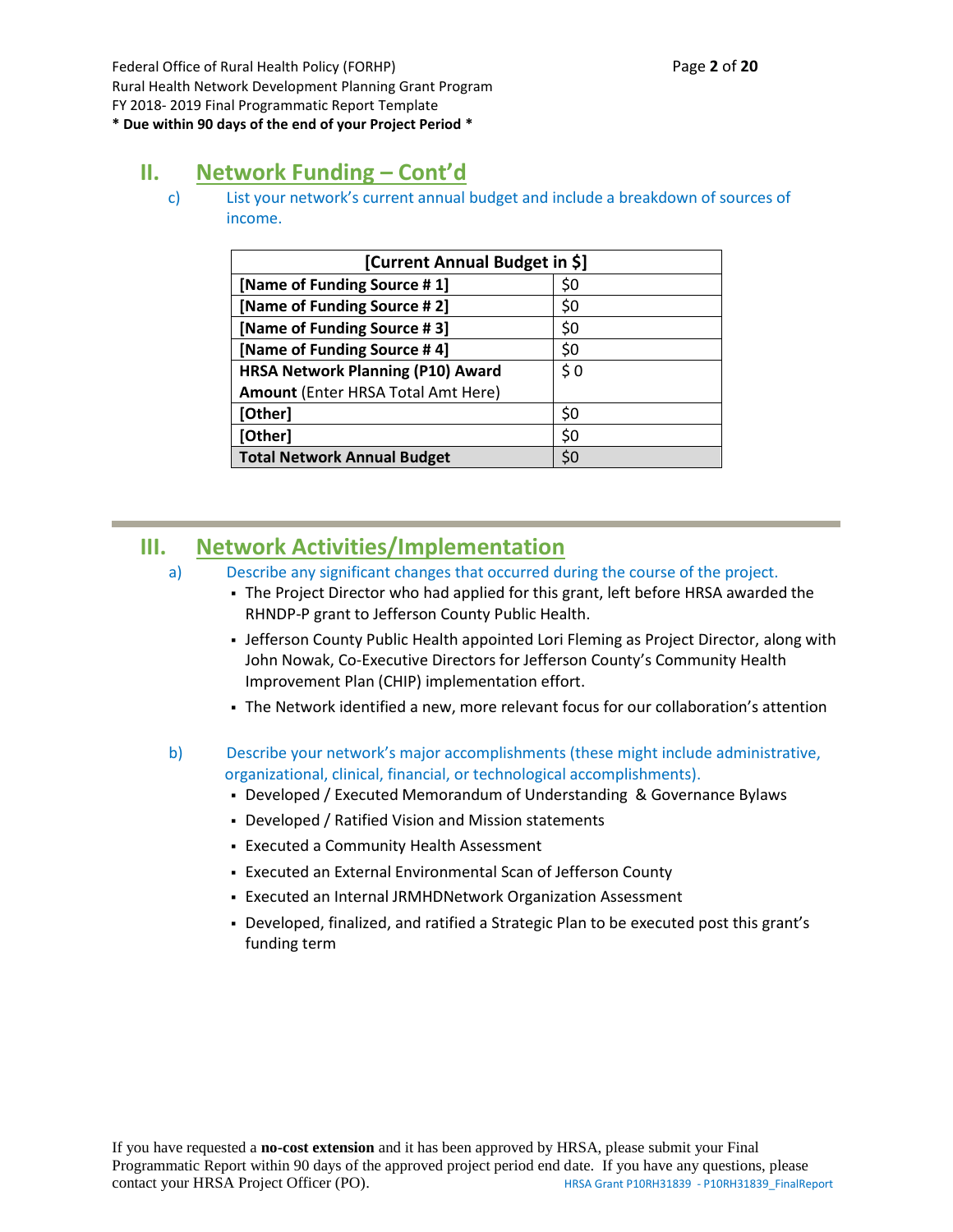## II. Network Funding – Cont'd

c) List your network's current annual budget and include a breakdown of sources of income.

| [Current Annual Budget in $] | |
|---|---|
| **[Name of Funding Source # 1]** | $0 |
| **[Name of Funding Source # 2]** | $0 |
| **[Name of Funding Source # 3]** | $0 |
| **[Name of Funding Source # 4]** | $0 |
| **HRSA Network Planning (P10) Award Amount** (Enter HRSA Total Amt Here) | $ 0 |
| **[Other]** | $0 |
| **[Other]** | $0 |
| **Total Network Annual Budget** | $0 |

## III. Network Activities/Implementation

a) Describe any significant changes that occurred during the course of the project.

- The Project Director who had applied for this grant, left before HRSA awarded the RHNDP-P grant to Jefferson County Public Health.
- Jefferson County Public Health appointed Lori Fleming as Project Director, along with John Nowak, Co-Executive Directors for Jefferson County's Community Health Improvement Plan (CHIP) implementation effort.
- The Network identified a new, more relevant focus for our collaboration's attention

b) Describe your network's major accomplishments (these might include administrative, organizational, clinical, financial, or technological accomplishments).

- Developed / Executed Memorandum of Understanding & Governance Bylaws
- Developed / Ratified Vision and Mission statements
- Executed a Community Health Assessment
- Executed an External Environmental Scan of Jefferson County
- Executed an Internal JRMHDNetwork Organization Assessment
- Developed, finalized, and ratified a Strategic Plan to be executed post this grant's funding term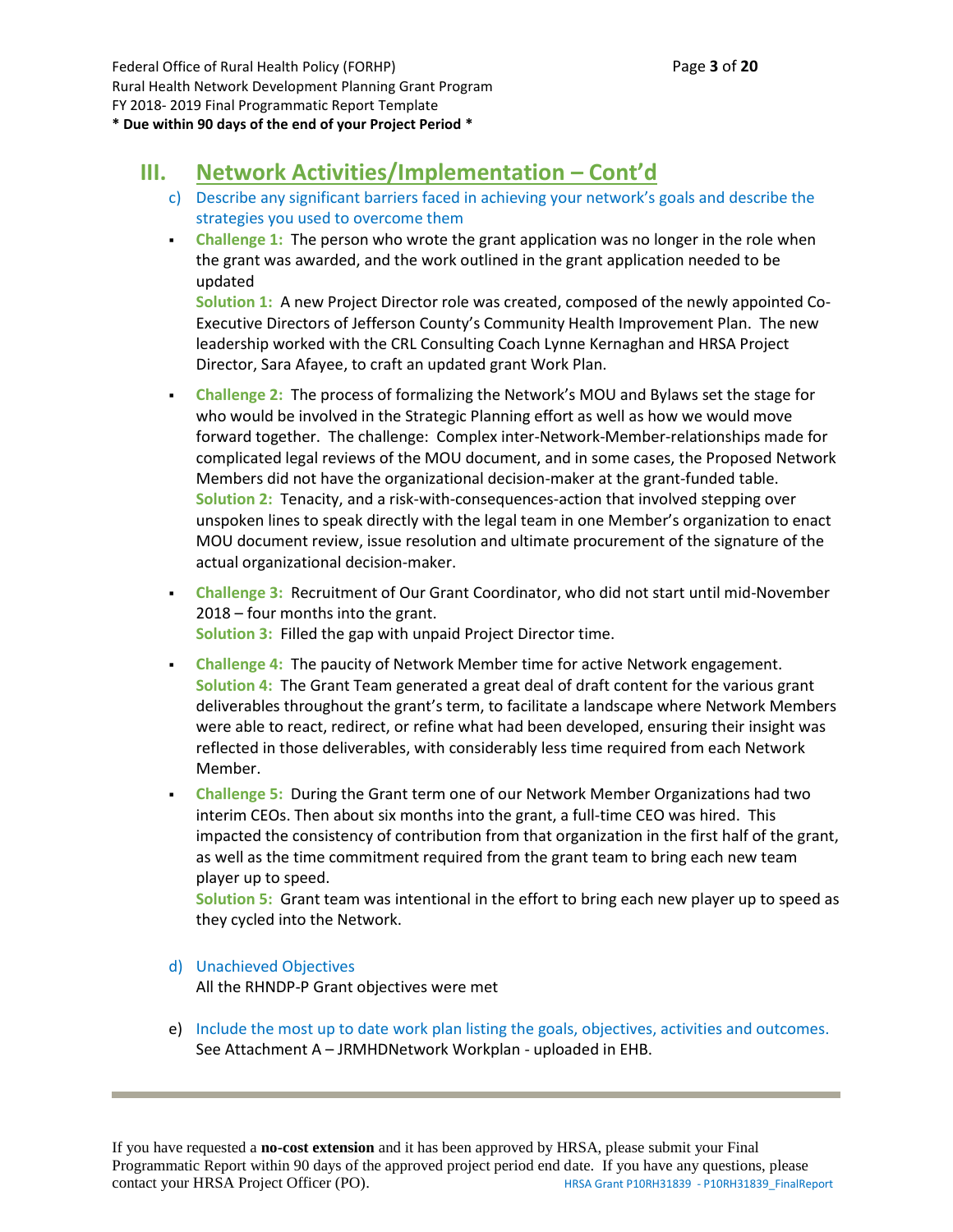## III. Network Activities/Implementation – Cont'd

c) Describe any significant barriers faced in achieving your network's goals and describe the strategies you used to overcome them

- **Challenge 1:** The person who wrote the grant application was no longer in the role when the grant was awarded, and the work outlined in the grant application needed to be updated
  **Solution 1:** A new Project Director role was created, composed of the newly appointed Co-Executive Directors of Jefferson County's Community Health Improvement Plan. The new leadership worked with the CRL Consulting Coach Lynne Kernaghan and HRSA Project Director, Sara Afayee, to craft an updated grant Work Plan.

- **Challenge 2:** The process of formalizing the Network's MOU and Bylaws set the stage for who would be involved in the Strategic Planning effort as well as how we would move forward together. The challenge: Complex inter-Network-Member-relationships made for complicated legal reviews of the MOU document, and in some cases, the Proposed Network Members did not have the organizational decision-maker at the grant-funded table.
  **Solution 2:** Tenacity, and a risk-with-consequences-action that involved stepping over unspoken lines to speak directly with the legal team in one Member's organization to enact MOU document review, issue resolution and ultimate procurement of the signature of the actual organizational decision-maker.

- **Challenge 3:** Recruitment of Our Grant Coordinator, who did not start until mid-November 2018 – four months into the grant.
  **Solution 3:** Filled the gap with unpaid Project Director time.

- **Challenge 4:** The paucity of Network Member time for active Network engagement.
  **Solution 4:** The Grant Team generated a great deal of draft content for the various grant deliverables throughout the grant's term, to facilitate a landscape where Network Members were able to react, redirect, or refine what had been developed, ensuring their insight was reflected in those deliverables, with considerably less time required from each Network Member.

- **Challenge 5:** During the Grant term one of our Network Member Organizations had two interim CEOs. Then about six months into the grant, a full-time CEO was hired. This impacted the consistency of contribution from that organization in the first half of the grant, as well as the time commitment required from the grant team to bring each new team player up to speed.
  **Solution 5:** Grant team was intentional in the effort to bring each new player up to speed as they cycled into the Network.

d) Unachieved Objectives
All the RHNDP-P Grant objectives were met

e) Include the most up to date work plan listing the goals, objectives, activities and outcomes.
See Attachment A – JRMHDNetwork Workplan - uploaded in EHB.

If you have requested a **no-cost extension** and it has been approved by HRSA, please submit your Final Programmatic Report within 90 days of the approved project period end date. If you have any questions, please contact your HRSA Project Officer (PO).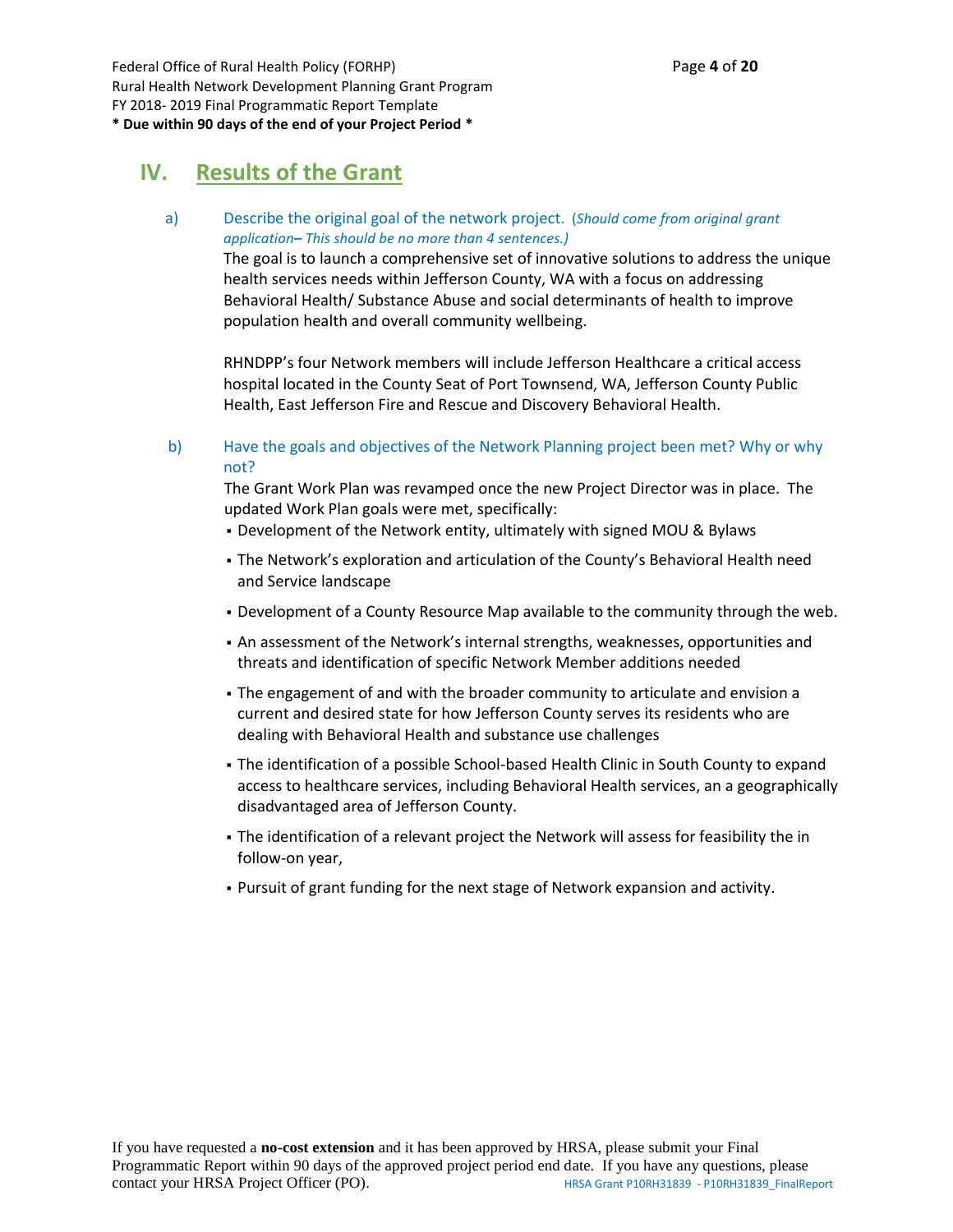## IV. Results of the Grant

a) Describe the original goal of the network project. (*Should come from original grant application– This should be no more than 4 sentences.)*

The goal is to launch a comprehensive set of innovative solutions to address the unique health services needs within Jefferson County, WA with a focus on addressing Behavioral Health/ Substance Abuse and social determinants of health to improve population health and overall community wellbeing.

RHNDPP's four Network members will include Jefferson Healthcare a critical access hospital located in the County Seat of Port Townsend, WA, Jefferson County Public Health, East Jefferson Fire and Rescue and Discovery Behavioral Health.

b) Have the goals and objectives of the Network Planning project been met? Why or why not?

The Grant Work Plan was revamped once the new Project Director was in place. The updated Work Plan goals were met, specifically:

- Development of the Network entity, ultimately with signed MOU & Bylaws
- The Network's exploration and articulation of the County's Behavioral Health need and Service landscape
- Development of a County Resource Map available to the community through the web.
- An assessment of the Network's internal strengths, weaknesses, opportunities and threats and identification of specific Network Member additions needed
- The engagement of and with the broader community to articulate and envision a current and desired state for how Jefferson County serves its residents who are dealing with Behavioral Health and substance use challenges
- The identification of a possible School-based Health Clinic in South County to expand access to healthcare services, including Behavioral Health services, an a geographically disadvantaged area of Jefferson County.
- The identification of a relevant project the Network will assess for feasibility the in follow-on year,
- Pursuit of grant funding for the next stage of Network expansion and activity.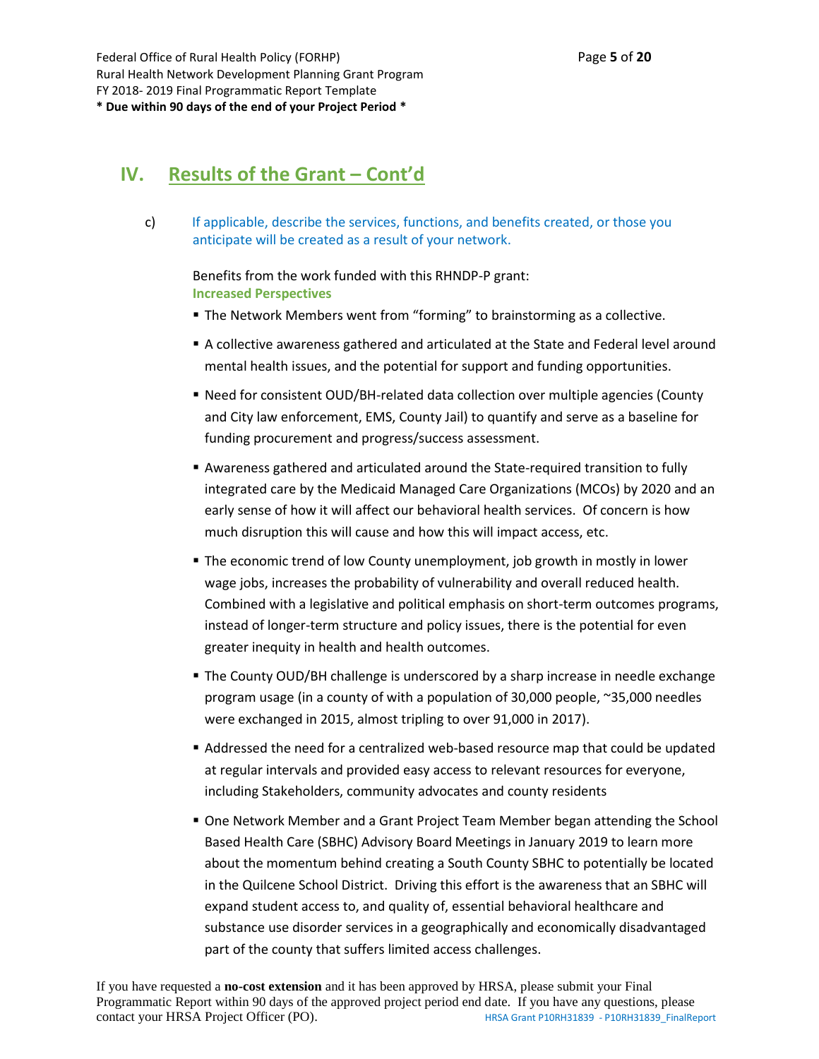## IV. Results of the Grant – Cont'd

c) If applicable, describe the services, functions, and benefits created, or those you anticipate will be created as a result of your network.

Benefits from the work funded with this RHNDP-P grant:

**Increased Perspectives**

- The Network Members went from "forming" to brainstorming as a collective.
- A collective awareness gathered and articulated at the State and Federal level around mental health issues, and the potential for support and funding opportunities.
- Need for consistent OUD/BH-related data collection over multiple agencies (County and City law enforcement, EMS, County Jail) to quantify and serve as a baseline for funding procurement and progress/success assessment.
- Awareness gathered and articulated around the State-required transition to fully integrated care by the Medicaid Managed Care Organizations (MCOs) by 2020 and an early sense of how it will affect our behavioral health services. Of concern is how much disruption this will cause and how this will impact access, etc.
- The economic trend of low County unemployment, job growth in mostly in lower wage jobs, increases the probability of vulnerability and overall reduced health. Combined with a legislative and political emphasis on short-term outcomes programs, instead of longer-term structure and policy issues, there is the potential for even greater inequity in health and health outcomes.
- The County OUD/BH challenge is underscored by a sharp increase in needle exchange program usage (in a county of with a population of 30,000 people, ~35,000 needles were exchanged in 2015, almost tripling to over 91,000 in 2017).
- Addressed the need for a centralized web-based resource map that could be updated at regular intervals and provided easy access to relevant resources for everyone, including Stakeholders, community advocates and county residents
- One Network Member and a Grant Project Team Member began attending the School Based Health Care (SBHC) Advisory Board Meetings in January 2019 to learn more about the momentum behind creating a South County SBHC to potentially be located in the Quilcene School District. Driving this effort is the awareness that an SBHC will expand student access to, and quality of, essential behavioral healthcare and substance use disorder services in a geographically and economically disadvantaged part of the county that suffers limited access challenges.

If you have requested a **no-cost extension** and it has been approved by HRSA, please submit your Final Programmatic Report within 90 days of the approved project period end date. If you have any questions, please contact your HRSA Project Officer (PO).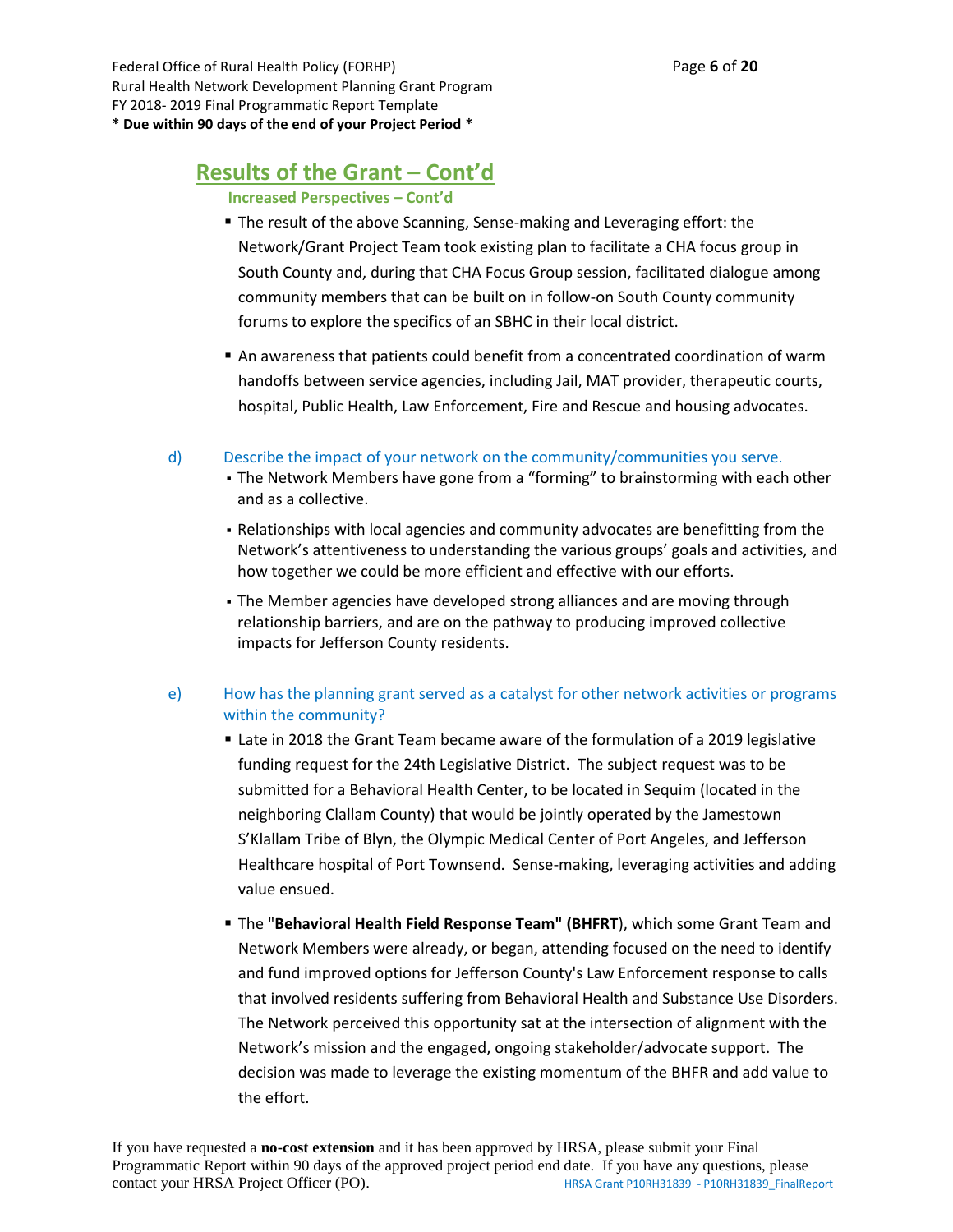## Results of the Grant – Cont'd

### Increased Perspectives – Cont'd

- The result of the above Scanning, Sense-making and Leveraging effort: the Network/Grant Project Team took existing plan to facilitate a CHA focus group in South County and, during that CHA Focus Group session, facilitated dialogue among community members that can be built on in follow-on South County community forums to explore the specifics of an SBHC in their local district.
- An awareness that patients could benefit from a concentrated coordination of warm handoffs between service agencies, including Jail, MAT provider, therapeutic courts, hospital, Public Health, Law Enforcement, Fire and Rescue and housing advocates.

d) Describe the impact of your network on the community/communities you serve.

- The Network Members have gone from a "forming" to brainstorming with each other and as a collective.
- Relationships with local agencies and community advocates are benefitting from the Network's attentiveness to understanding the various groups' goals and activities, and how together we could be more efficient and effective with our efforts.
- The Member agencies have developed strong alliances and are moving through relationship barriers, and are on the pathway to producing improved collective impacts for Jefferson County residents.

e) How has the planning grant served as a catalyst for other network activities or programs within the community?

- Late in 2018 the Grant Team became aware of the formulation of a 2019 legislative funding request for the 24th Legislative District. The subject request was to be submitted for a Behavioral Health Center, to be located in Sequim (located in the neighboring Clallam County) that would be jointly operated by the Jamestown S'Klallam Tribe of Blyn, the Olympic Medical Center of Port Angeles, and Jefferson Healthcare hospital of Port Townsend. Sense-making, leveraging activities and adding value ensued.
- The "**Behavioral Health Field Response Team" (BHFRT**), which some Grant Team and Network Members were already, or began, attending focused on the need to identify and fund improved options for Jefferson County's Law Enforcement response to calls that involved residents suffering from Behavioral Health and Substance Use Disorders. The Network perceived this opportunity sat at the intersection of alignment with the Network's mission and the engaged, ongoing stakeholder/advocate support. The decision was made to leverage the existing momentum of the BHFR and add value to the effort.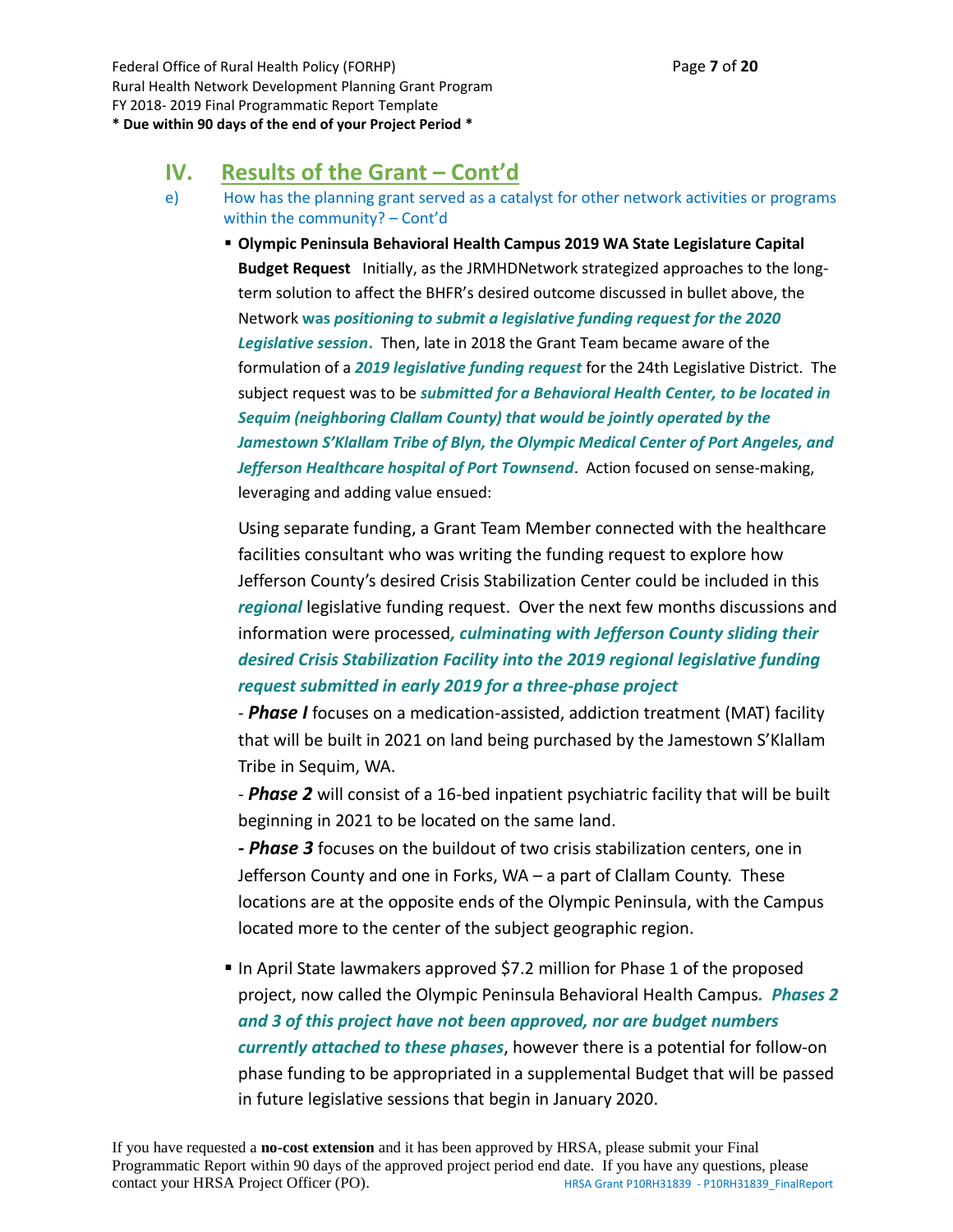## IV. Results of the Grant – Cont'd

e) How has the planning grant served as a catalyst for other network activities or programs within the community? – Cont'd

- **Olympic Peninsula Behavioral Health Campus 2019 WA State Legislature Capital Budget Request** Initially, as the JRMHDNetwork strategized approaches to the long-term solution to affect the BHFR's desired outcome discussed in bullet above, the Network **was *positioning to submit a legislative funding request for the 2020 Legislative session*.** Then, late in 2018 the Grant Team became aware of the formulation of a ***2019 legislative funding request*** for the 24th Legislative District. The subject request was to be ***submitted for a Behavioral Health Center, to be located in Sequim (neighboring Clallam County) that would be jointly operated by the Jamestown S'Klallam Tribe of Blyn, the Olympic Medical Center of Port Angeles, and Jefferson Healthcare hospital of Port Townsend***. Action focused on sense-making, leveraging and adding value ensued:

  Using separate funding, a Grant Team Member connected with the healthcare facilities consultant who was writing the funding request to explore how Jefferson County's desired Crisis Stabilization Center could be included in this ***regional*** legislative funding request. Over the next few months discussions and information were processed***, culminating with Jefferson County sliding their desired Crisis Stabilization Facility into the 2019 regional legislative funding request submitted in early 2019 for a three-phase project***

  \- ***Phase I*** focuses on a medication-assisted, addiction treatment (MAT) facility that will be built in 2021 on land being purchased by the Jamestown S'Klallam Tribe in Sequim, WA.

  \- ***Phase 2*** will consist of a 16-bed inpatient psychiatric facility that will be built beginning in 2021 to be located on the same land.

  ***- Phase 3*** focuses on the buildout of two crisis stabilization centers, one in Jefferson County and one in Forks, WA – a part of Clallam County. These locations are at the opposite ends of the Olympic Peninsula, with the Campus located more to the center of the subject geographic region.

- In April State lawmakers approved $7.2 million for Phase 1 of the proposed project, now called the Olympic Peninsula Behavioral Health Campus*. **Phases 2 and 3 of this project have not been approved, nor are budget numbers currently attached to these phases***, however there is a potential for follow-on phase funding to be appropriated in a supplemental Budget that will be passed in future legislative sessions that begin in January 2020.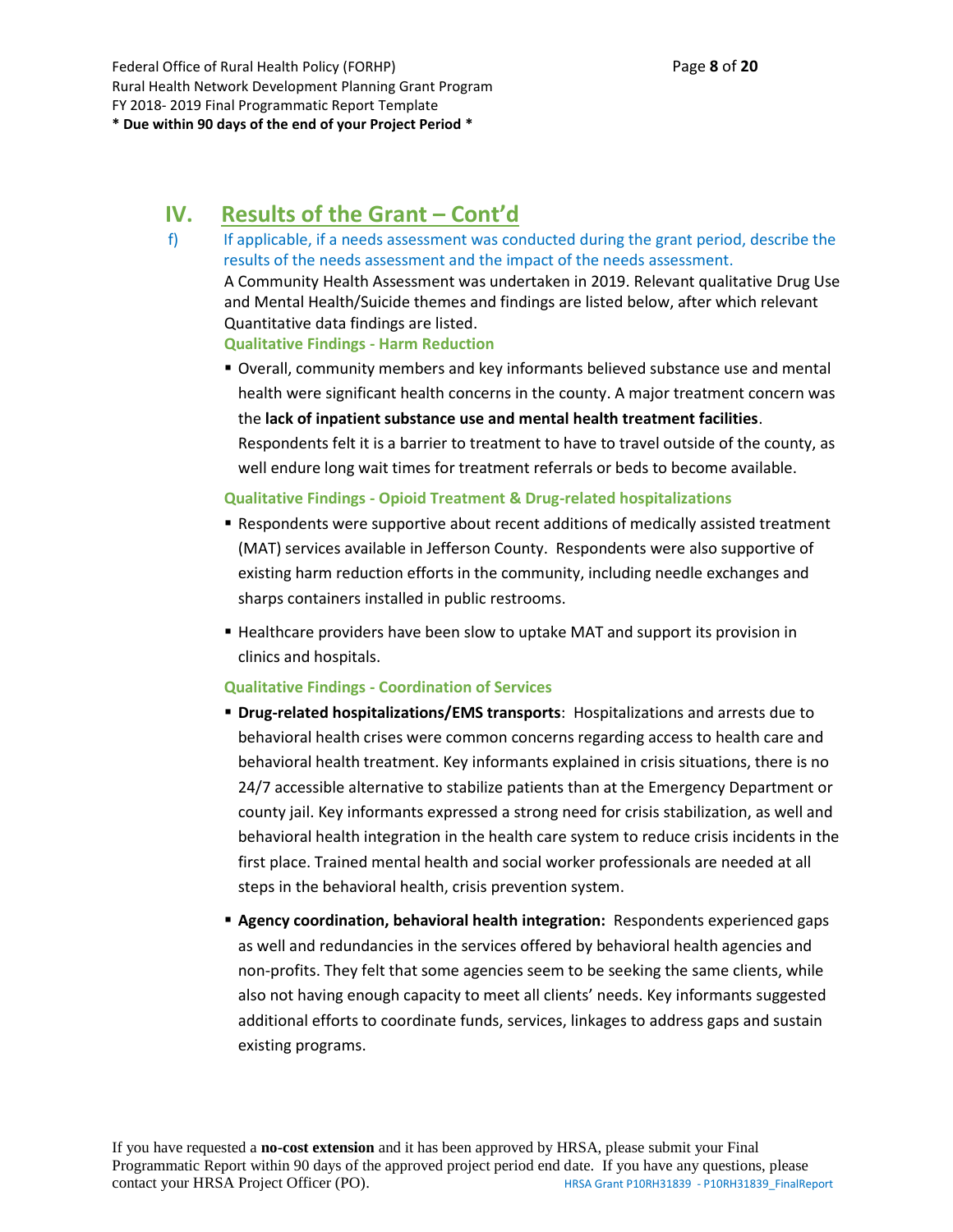## IV. Results of the Grant – Cont'd

f) If applicable, if a needs assessment was conducted during the grant period, describe the results of the needs assessment and the impact of the needs assessment.

A Community Health Assessment was undertaken in 2019. Relevant qualitative Drug Use and Mental Health/Suicide themes and findings are listed below, after which relevant Quantitative data findings are listed.

**Qualitative Findings - Harm Reduction**

- Overall, community members and key informants believed substance use and mental health were significant health concerns in the county. A major treatment concern was the **lack of inpatient substance use and mental health treatment facilities**. Respondents felt it is a barrier to treatment to have to travel outside of the county, as well endure long wait times for treatment referrals or beds to become available.

**Qualitative Findings - Opioid Treatment & Drug-related hospitalizations**

- Respondents were supportive about recent additions of medically assisted treatment (MAT) services available in Jefferson County. Respondents were also supportive of existing harm reduction efforts in the community, including needle exchanges and sharps containers installed in public restrooms.
- Healthcare providers have been slow to uptake MAT and support its provision in clinics and hospitals.

**Qualitative Findings - Coordination of Services**

- **Drug-related hospitalizations/EMS transports**: Hospitalizations and arrests due to behavioral health crises were common concerns regarding access to health care and behavioral health treatment. Key informants explained in crisis situations, there is no 24/7 accessible alternative to stabilize patients than at the Emergency Department or county jail. Key informants expressed a strong need for crisis stabilization, as well and behavioral health integration in the health care system to reduce crisis incidents in the first place. Trained mental health and social worker professionals are needed at all steps in the behavioral health, crisis prevention system.
- **Agency coordination, behavioral health integration:** Respondents experienced gaps as well and redundancies in the services offered by behavioral health agencies and non-profits. They felt that some agencies seem to be seeking the same clients, while also not having enough capacity to meet all clients' needs. Key informants suggested additional efforts to coordinate funds, services, linkages to address gaps and sustain existing programs.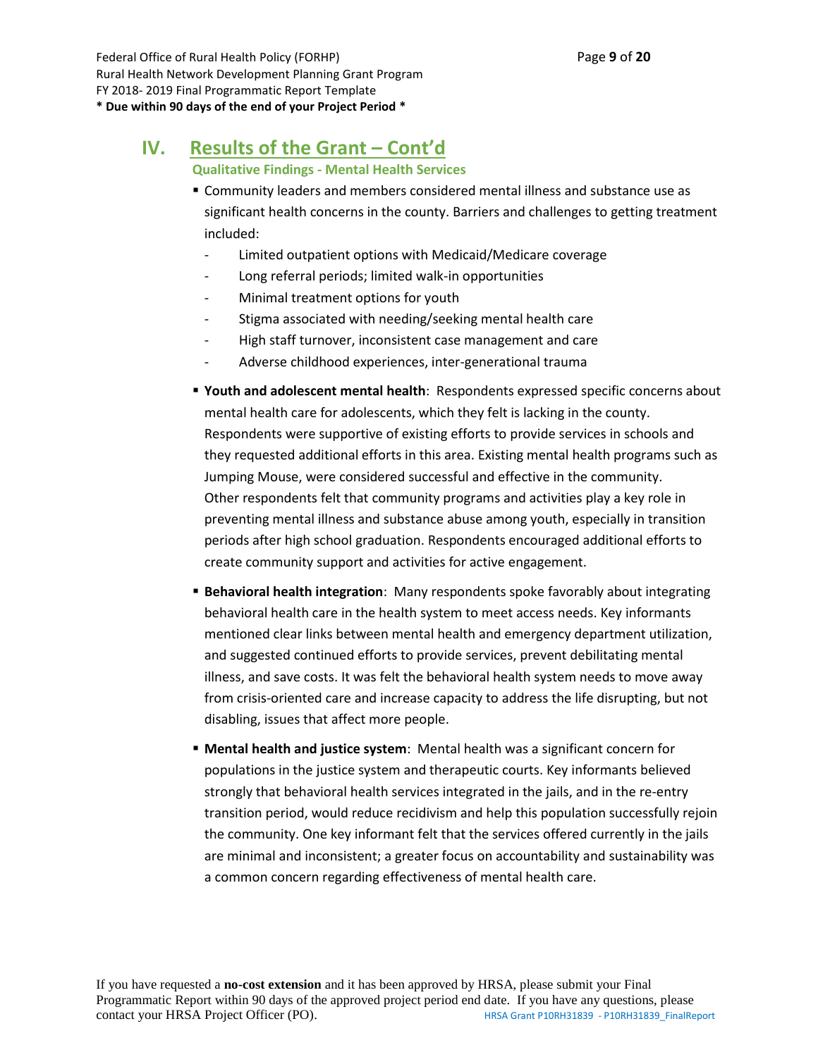## IV. Results of the Grant – Cont'd

### Qualitative Findings - Mental Health Services

- Community leaders and members considered mental illness and substance use as significant health concerns in the county. Barriers and challenges to getting treatment included:
  - Limited outpatient options with Medicaid/Medicare coverage
  - Long referral periods; limited walk-in opportunities
  - Minimal treatment options for youth
  - Stigma associated with needing/seeking mental health care
  - High staff turnover, inconsistent case management and care
  - Adverse childhood experiences, inter-generational trauma
- **Youth and adolescent mental health**: Respondents expressed specific concerns about mental health care for adolescents, which they felt is lacking in the county. Respondents were supportive of existing efforts to provide services in schools and they requested additional efforts in this area. Existing mental health programs such as Jumping Mouse, were considered successful and effective in the community. Other respondents felt that community programs and activities play a key role in preventing mental illness and substance abuse among youth, especially in transition periods after high school graduation. Respondents encouraged additional efforts to create community support and activities for active engagement.
- **Behavioral health integration**: Many respondents spoke favorably about integrating behavioral health care in the health system to meet access needs. Key informants mentioned clear links between mental health and emergency department utilization, and suggested continued efforts to provide services, prevent debilitating mental illness, and save costs. It was felt the behavioral health system needs to move away from crisis-oriented care and increase capacity to address the life disrupting, but not disabling, issues that affect more people.
- **Mental health and justice system**: Mental health was a significant concern for populations in the justice system and therapeutic courts. Key informants believed strongly that behavioral health services integrated in the jails, and in the re-entry transition period, would reduce recidivism and help this population successfully rejoin the community. One key informant felt that the services offered currently in the jails are minimal and inconsistent; a greater focus on accountability and sustainability was a common concern regarding effectiveness of mental health care.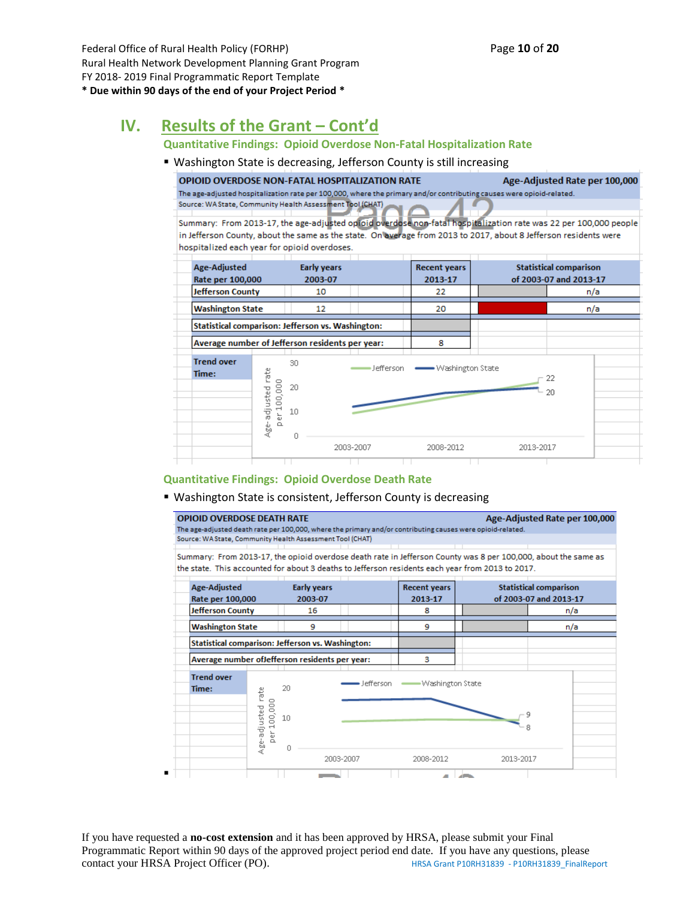## IV. Results of the Grant – Cont'd

### Quantitative Findings: Opioid Overdose Non-Fatal Hospitalization Rate

- Washington State is decreasing, Jefferson County is still increasing

**OPIOID OVERDOSE NON-FATAL HOSPITALIZATION RATE** — **Age-Adjusted Rate per 100,000**

The age-adjusted hospitalization rate per 100,000, where the primary and/or contributing causes were opioid-related.
Source: WA State, Community Health Assessment Tool (CHAT)

Summary: From 2013-17, the age-adjusted opioid overdose non-fatal hospitalization rate was 22 per 100,000 people in Jefferson County, about the same as the state. On average from 2013 to 2017, about 8 Jefferson residents were hospitalized each year for opioid overdoses.

| Age-Adjusted Rate per 100,000 | Early years 2003-07 | Recent years 2013-17 | Statistical comparison of 2003-07 and 2013-17 |
|---|---|---|---|
| Jefferson County | 10 | 22 | n/a |
| Washington State | 12 | 20 | n/a |
| Statistical comparison: Jefferson vs. Washington: | | | |
| Average number of Jefferson residents per year: | | 8 | |

Trend over Time:

| Age-adjusted rate per 100,000 | 2003-2007 | 2008-2012 | 2013-2017 |
|---|---|---|---|
| Jefferson | | | 22 |
| Washington State | | | 20 |

### Quantitative Findings: Opioid Overdose Death Rate

- Washington State is consistent, Jefferson County is decreasing

**OPIOID OVERDOSE DEATH RATE** — **Age-Adjusted Rate per 100,000**

The age-adjusted death rate per 100,000, where the primary and/or contributing causes were opioid-related.
Source: WA State, Community Health Assessment Tool (CHAT)

Summary: From 2013-17, the opioid overdose death rate in Jefferson County was 8 per 100,000, about the same as the state. This accounted for about 3 deaths to Jefferson residents each year from 2013 to 2017.

| Age-Adjusted Rate per 100,000 | Early years 2003-07 | Recent years 2013-17 | Statistical comparison of 2003-07 and 2013-17 |
|---|---|---|---|
| Jefferson County | 16 | 8 | n/a |
| Washington State | 9 | 9 | n/a |
| Statistical comparison: Jefferson vs. Washington: | | | |
| Average number ofJefferson residents per year: | | 3 | |

Trend over Time:

| Age-adjusted rate per 100,000 | 2003-2007 | 2008-2012 | 2013-2017 |
|---|---|---|---|
| Jefferson | | | 8 |
| Washington State | | | 9 |

If you have requested a **no-cost extension** and it has been approved by HRSA, please submit your Final Programmatic Report within 90 days of the approved project period end date. If you have any questions, please contact your HRSA Project Officer (PO).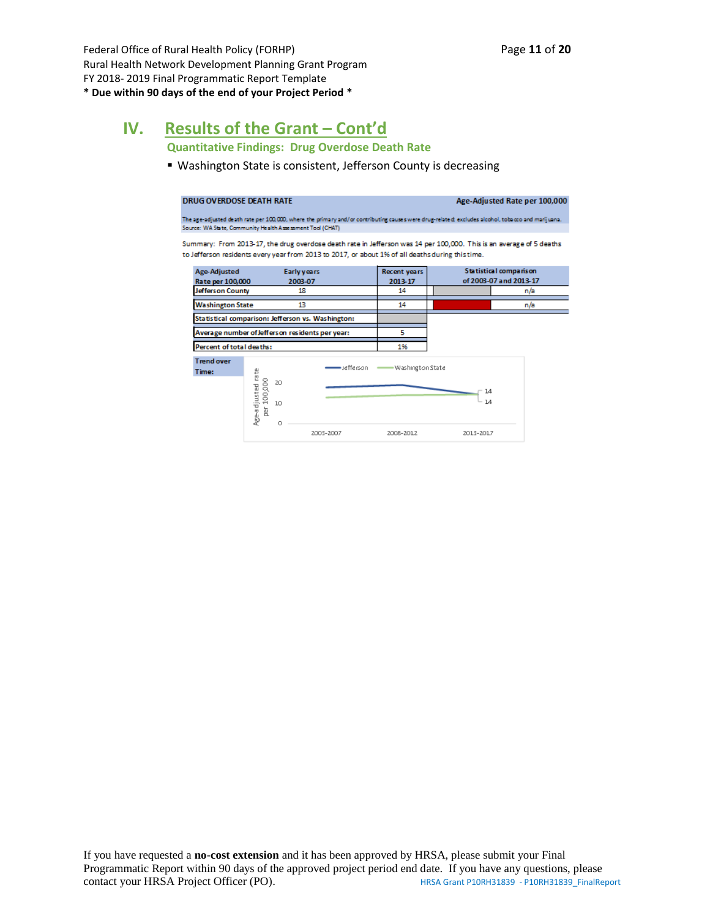## IV. Results of the Grant – Cont'd

### Quantitative Findings: Drug Overdose Death Rate

- Washington State is consistent, Jefferson County is decreasing

**DRUG OVERDOSE DEATH RATE** — **Age-Adjusted Rate per 100,000**

The age-adjusted death rate per 100,000, where the primary and/or contributing causes were drug-related; excludes alcohol, tobacco and marijuana.
Source: WA State, Community Health Assessment Tool (CHAT)

Summary: From 2013-17, the drug overdose death rate in Jefferson was 14 per 100,000. This is an average of 5 deaths to Jefferson residents every year from 2013 to 2017, or about 1% of all deaths during this time.

| Age-Adjusted Rate per 100,000 | Early years 2003-07 | Recent years 2013-17 | Statistical comparison of 2003-07 and 2013-17 | |
|---|---|---|---|---|
| Jefferson County | 18 | 14 | | n/a |
| Washington State | 13 | 14 | | n/a |
| Statistical comparison: Jefferson vs. Washington: | | | | |
| Average number of Jefferson residents per year: | | 5 | | |
| Percent of total deaths: | | 1% | | |

**Trend over Time:**

Age-adjusted rate per 100,000 — Jefferson, Washington State

| Period | Jefferson | Washington State |
|---|---|---|
| 2003-2007 | 18 | 13 |
| 2008-2012 | | |
| 2013-2017 | 14 | 14 |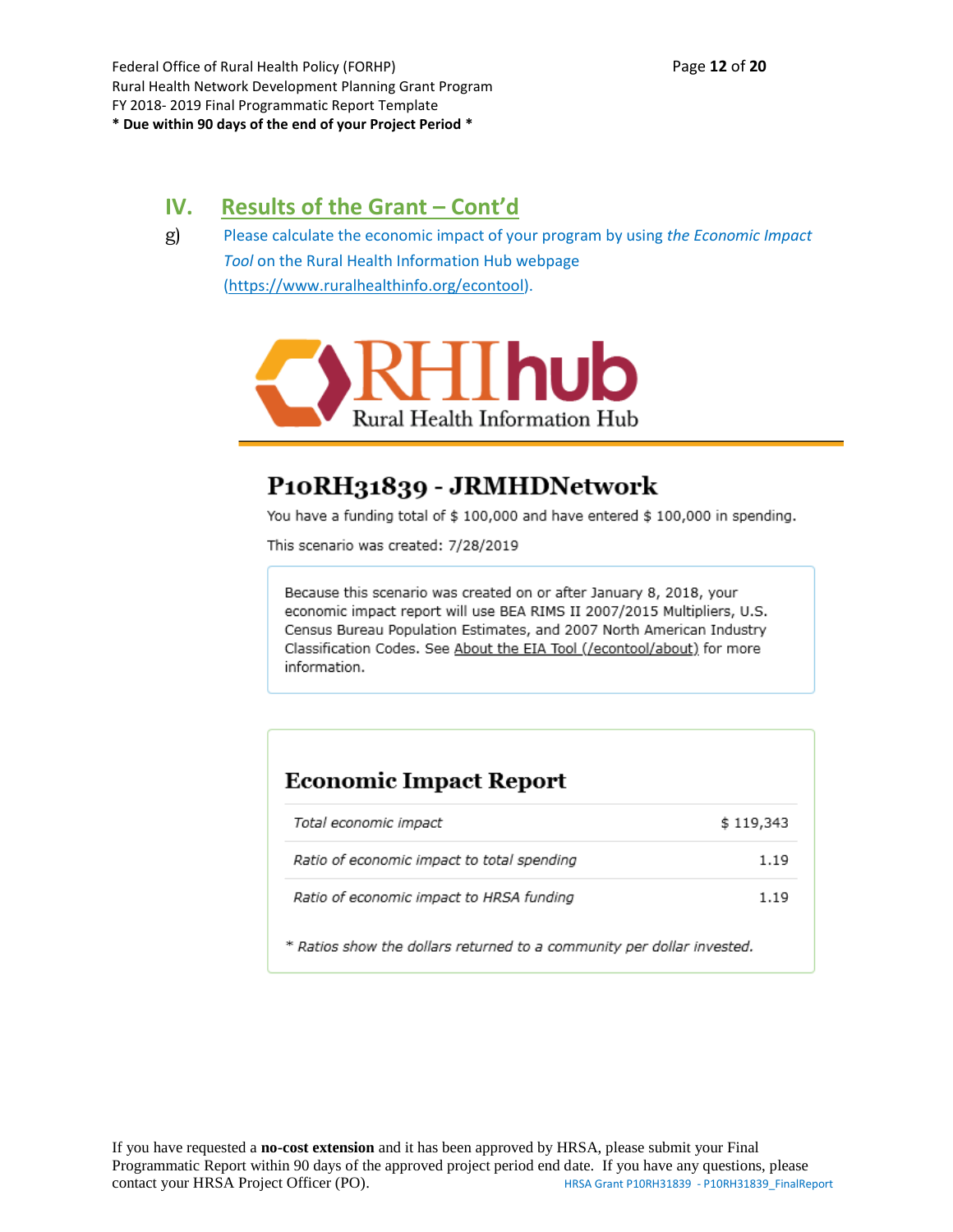## IV. Results of the Grant – Cont'd

g) Please calculate the economic impact of your program by using *the Economic Impact Tool* on the Rural Health Information Hub webpage (https://www.ruralhealthinfo.org/econtool).

RHIhub
Rural Health Information Hub

### P10RH31839 - JRMHDNetwork

You have a funding total of $ 100,000 and have entered $ 100,000 in spending.

This scenario was created: 7/28/2019

Because this scenario was created on or after January 8, 2018, your economic impact report will use BEA RIMS II 2007/2015 Multipliers, U.S. Census Bureau Population Estimates, and 2007 North American Industry Classification Codes. See About the EIA Tool (/econtool/about) for more information.

### Economic Impact Report

| | |
|---|---|
| *Total economic impact* | $ 119,343 |
| *Ratio of economic impact to total spending* | 1.19 |
| *Ratio of economic impact to HRSA funding* | 1.19 |

* *Ratios show the dollars returned to a community per dollar invested.*

If you have requested a **no-cost extension** and it has been approved by HRSA, please submit your Final Programmatic Report within 90 days of the approved project period end date. If you have any questions, please contact your HRSA Project Officer (PO).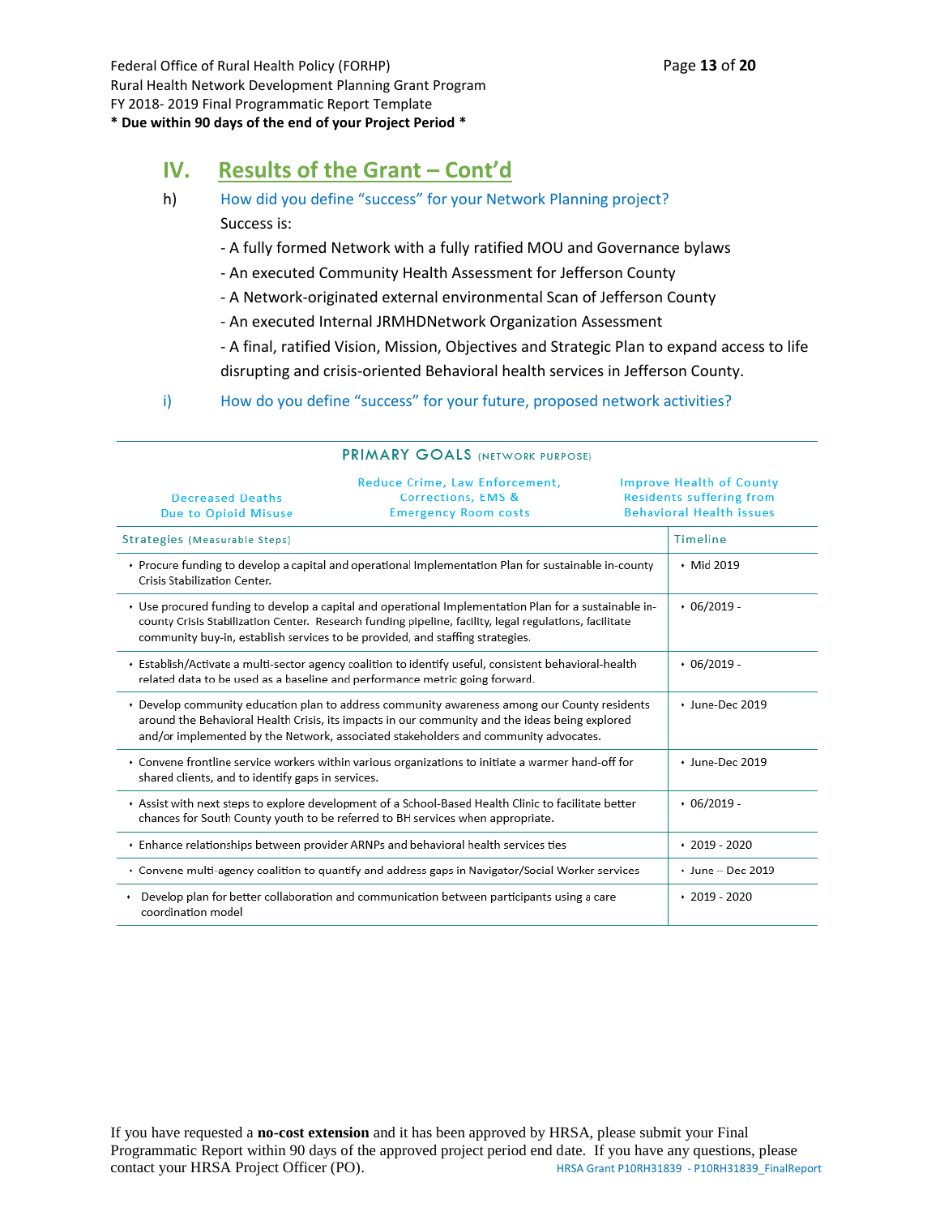## IV. Results of the Grant – Cont'd

h) How did you define "success" for your Network Planning project?

Success is:

- A fully formed Network with a fully ratified MOU and Governance bylaws
- An executed Community Health Assessment for Jefferson County
- A Network-originated external environmental Scan of Jefferson County
- An executed Internal JRMHDNetwork Organization Assessment
- A final, ratified Vision, Mission, Objectives and Strategic Plan to expand access to life disrupting and crisis-oriented Behavioral health services in Jefferson County.

i) How do you define "success" for your future, proposed network activities?

**PRIMARY GOALS** (NETWORK PURPOSE)

| Decreased Deaths Due to Opioid Misuse | Reduce Crime, Law Enforcement, Corrections, EMS & Emergency Room costs | Improve Health of County Residents suffering from Behavioral Health Issues |
|---|---|---|

| Strategies (Measurable Steps) | Timeline |
|---|---|
| • Procure funding to develop a capital and operational Implementation Plan for sustainable in-county Crisis Stabilization Center. | • Mid 2019 |
| • Use procured funding to develop a capital and operational Implementation Plan for a sustainable in-county Crisis Stabilization Center. Research funding pipeline, facility, legal regulations, facilitate community buy-in, establish services to be provided, and staffing strategies. | • 06/2019 - |
| • Establish/Activate a multi-sector agency coalition to identify useful, consistent behavioral-health related data to be used as a baseline and performance metric going forward. | • 06/2019 - |
| • Develop community education plan to address community awareness among our County residents around the Behavioral Health Crisis, its impacts in our community and the ideas being explored and/or implemented by the Network, associated stakeholders and community advocates. | • June-Dec 2019 |
| • Convene frontline service workers within various organizations to initiate a warmer hand-off for shared clients, and to identify gaps in services. | • June-Dec 2019 |
| • Assist with next steps to explore development of a School-Based Health Clinic to facilitate better chances for South County youth to be referred to BH services when appropriate. | • 06/2019 - |
| • Enhance relationships between provider ARNPs and behavioral health services ties | • 2019 - 2020 |
| • Convene multi-agency coalition to quantify and address gaps in Navigator/Social Worker services | • June – Dec 2019 |
| • Develop plan for better collaboration and communication between participants using a care coordination model | • 2019 - 2020 |

If you have requested a **no-cost extension** and it has been approved by HRSA, please submit your Final Programmatic Report within 90 days of the approved project period end date. If you have any questions, please contact your HRSA Project Officer (PO).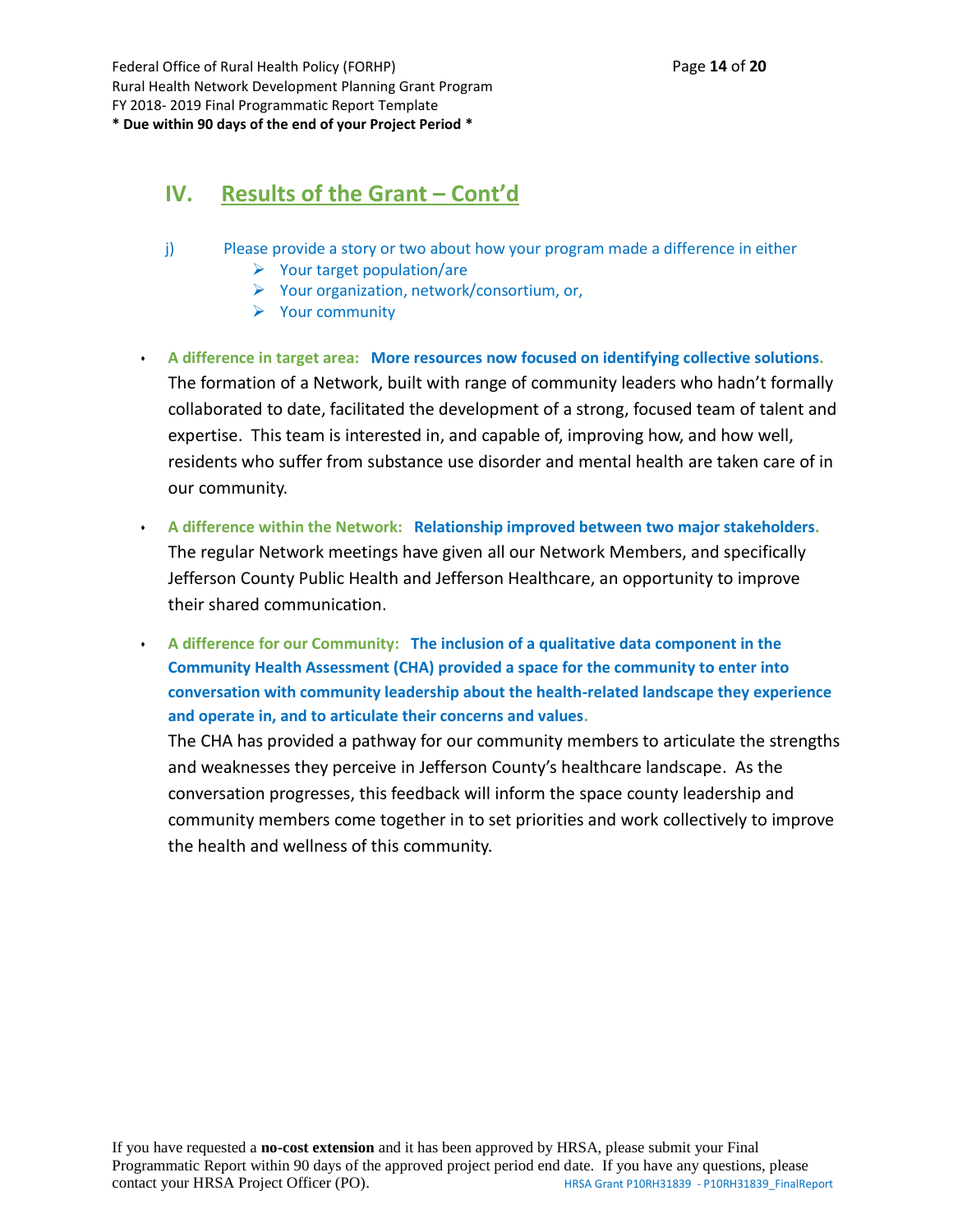## IV. Results of the Grant – Cont'd

j) Please provide a story or two about how your program made a difference in either

- Your target population/are
- Your organization, network/consortium, or,
- Your community

- **A difference in target area: More resources now focused on identifying collective solutions.** The formation of a Network, built with range of community leaders who hadn't formally collaborated to date, facilitated the development of a strong, focused team of talent and expertise. This team is interested in, and capable of, improving how, and how well, residents who suffer from substance use disorder and mental health are taken care of in our community.

- **A difference within the Network: Relationship improved between two major stakeholders.** The regular Network meetings have given all our Network Members, and specifically Jefferson County Public Health and Jefferson Healthcare, an opportunity to improve their shared communication.

- **A difference for our Community: The inclusion of a qualitative data component in the Community Health Assessment (CHA) provided a space for the community to enter into conversation with community leadership about the health-related landscape they experience and operate in, and to articulate their concerns and values.**
  The CHA has provided a pathway for our community members to articulate the strengths and weaknesses they perceive in Jefferson County's healthcare landscape. As the conversation progresses, this feedback will inform the space county leadership and community members come together in to set priorities and work collectively to improve the health and wellness of this community.

If you have requested a **no-cost extension** and it has been approved by HRSA, please submit your Final Programmatic Report within 90 days of the approved project period end date. If you have any questions, please contact your HRSA Project Officer (PO).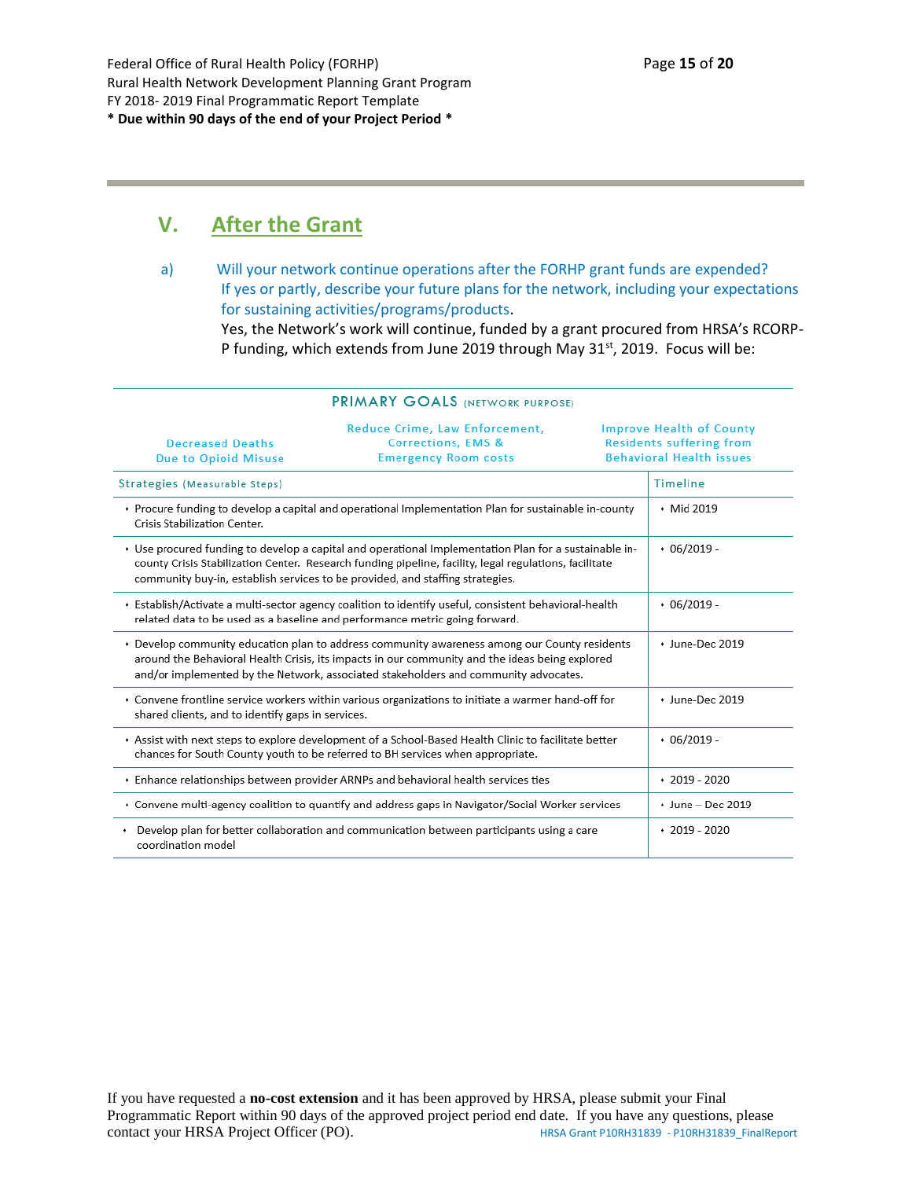## V. After the Grant

a) Will your network continue operations after the FORHP grant funds are expended? If yes or partly, describe your future plans for the network, including your expectations for sustaining activities/programs/products.

Yes, the Network's work will continue, funded by a grant procured from HRSA's RCORP-P funding, which extends from June 2019 through May 31st, 2019. Focus will be:

**PRIMARY GOALS** (NETWORK PURPOSE)

| Decreased Deaths Due to Opioid Misuse | Reduce Crime, Law Enforcement, Corrections, EMS & Emergency Room costs | Improve Health of County Residents suffering from Behavioral Health issues |
|---|---|---|

| Strategies (Measurable Steps) | Timeline |
|---|---|
| • Procure funding to develop a capital and operational Implementation Plan for sustainable in-county Crisis Stabilization Center. | • Mid 2019 |
| • Use procured funding to develop a capital and operational Implementation Plan for a sustainable in-county Crisis Stabilization Center. Research funding pipeline, facility, legal regulations, facilitate community buy-in, establish services to be provided, and staffing strategies. | • 06/2019 - |
| • Establish/Activate a multi-sector agency coalition to identify useful, consistent behavioral-health related data to be used as a baseline and performance metric going forward. | • 06/2019 - |
| • Develop community education plan to address community awareness among our County residents around the Behavioral Health Crisis, its impacts in our community and the ideas being explored and/or implemented by the Network, associated stakeholders and community advocates. | • June-Dec 2019 |
| • Convene frontline service workers within various organizations to initiate a warmer hand-off for shared clients, and to identify gaps in services. | • June-Dec 2019 |
| • Assist with next steps to explore development of a School-Based Health Clinic to facilitate better chances for South County youth to be referred to BH services when appropriate. | • 06/2019 - |
| • Enhance relationships between provider ARNPs and behavioral health services ties | • 2019 - 2020 |
| • Convene multi-agency coalition to quantify and address gaps in Navigator/Social Worker services | • June – Dec 2019 |
| • Develop plan for better collaboration and communication between participants using a care coordination model | • 2019 - 2020 |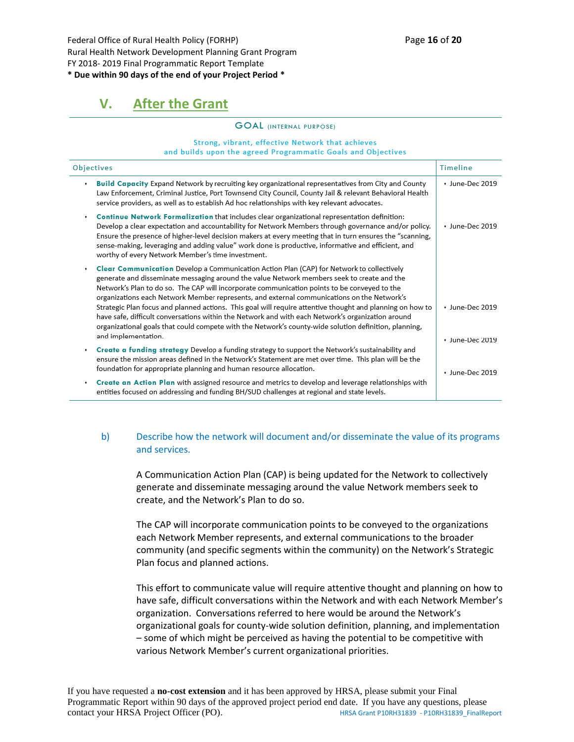## V. After the Grant

**GOAL** (INTERNAL PURPOSE)

Strong, vibrant, effective Network that achieves and builds upon the agreed Programmatic Goals and Objectives

| Objectives | Timeline |
|---|---|
| • **Build Capacity** Expand Network by recruiting key organizational representatives from City and County Law Enforcement, Criminal Justice, Port Townsend City Council, County Jail & relevant Behavioral Health service providers, as well as to establish Ad hoc relationships with key relevant advocates. | • June-Dec 2019 |
| • **Continue Network Formalization** that includes clear organizational representation definition: Develop a clear expectation and accountability for Network Members through governance and/or policy. Ensure the presence of higher-level decision makers at every meeting that in turn ensures the "scanning, sense-making, leveraging and adding value" work done is productive, informative and efficient, and worthy of every Network Member's time investment. | • June-Dec 2019 |
| • **Clear Communication** Develop a Communication Action Plan (CAP) for Network to collectively generate and disseminate messaging around the value Network members seek to create and the Network's Plan to do so. The CAP will incorporate communication points to be conveyed to the organizations each Network Member represents, and external communications on the Network's Strategic Plan focus and planned actions. This goal will require attentive thought and planning on how to have safe, difficult conversations within the Network and with each Network's organization around organizational goals that could compete with the Network's county-wide solution definition, planning, and implementation. | • June-Dec 2019 |
| • **Create a funding strategy** Develop a funding strategy to support the Network's sustainability and ensure the mission areas defined in the Network's Statement are met over time. This plan will be the foundation for appropriate planning and human resource allocation. | • June-Dec 2019 |
| • **Create an Action Plan** with assigned resource and metrics to develop and leverage relationships with entities focused on addressing and funding BH/SUD challenges at regional and state levels. | • June-Dec 2019 |

b) Describe how the network will document and/or disseminate the value of its programs and services.

A Communication Action Plan (CAP) is being updated for the Network to collectively generate and disseminate messaging around the value Network members seek to create, and the Network's Plan to do so.

The CAP will incorporate communication points to be conveyed to the organizations each Network Member represents, and external communications to the broader community (and specific segments within the community) on the Network's Strategic Plan focus and planned actions.

This effort to communicate value will require attentive thought and planning on how to have safe, difficult conversations within the Network and with each Network Member's organization. Conversations referred to here would be around the Network's organizational goals for county-wide solution definition, planning, and implementation – some of which might be perceived as having the potential to be competitive with various Network Member's current organizational priorities.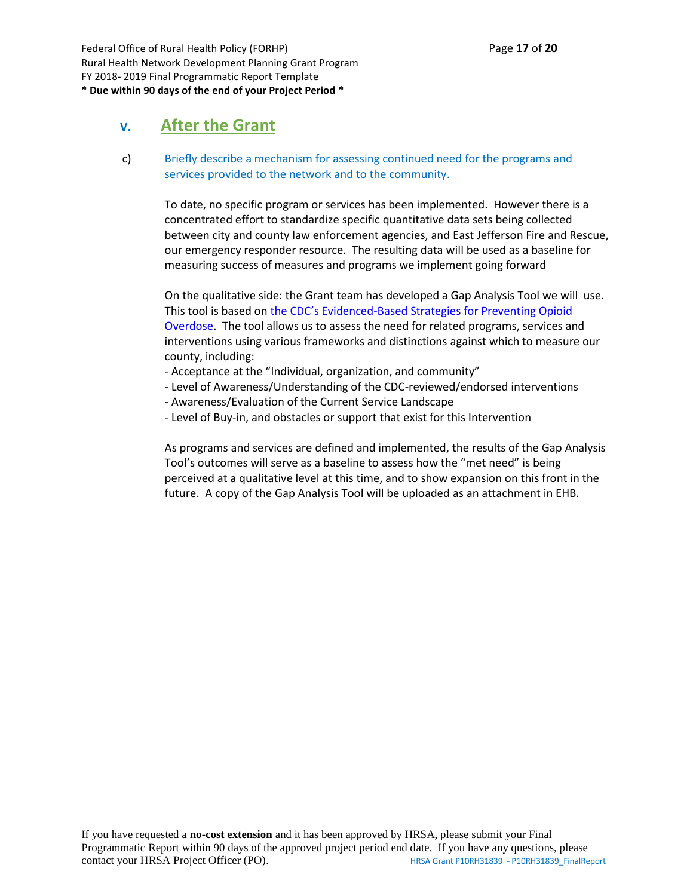## V. After the Grant

c) Briefly describe a mechanism for assessing continued need for the programs and services provided to the network and to the community.

To date, no specific program or services has been implemented. However there is a concentrated effort to standardize specific quantitative data sets being collected between city and county law enforcement agencies, and East Jefferson Fire and Rescue, our emergency responder resource. The resulting data will be used as a baseline for measuring success of measures and programs we implement going forward

On the qualitative side: the Grant team has developed a Gap Analysis Tool we will use. This tool is based on the CDC's Evidenced-Based Strategies for Preventing Opioid Overdose. The tool allows us to assess the need for related programs, services and interventions using various frameworks and distinctions against which to measure our county, including:

- Acceptance at the "Individual, organization, and community"
- Level of Awareness/Understanding of the CDC-reviewed/endorsed interventions
- Awareness/Evaluation of the Current Service Landscape
- Level of Buy-in, and obstacles or support that exist for this Intervention

As programs and services are defined and implemented, the results of the Gap Analysis Tool's outcomes will serve as a baseline to assess how the "met need" is being perceived at a qualitative level at this time, and to show expansion on this front in the future. A copy of the Gap Analysis Tool will be uploaded as an attachment in EHB.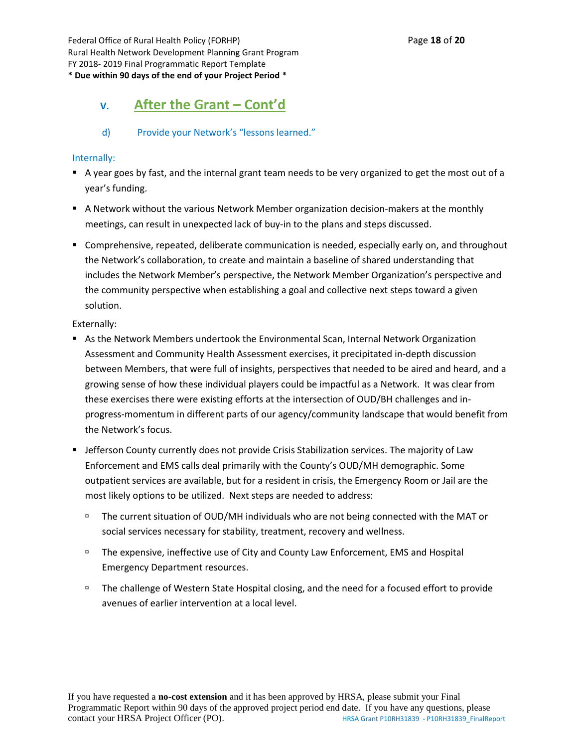## V. After the Grant – Cont'd

d) Provide your Network's "lessons learned."

Internally:

- A year goes by fast, and the internal grant team needs to be very organized to get the most out of a year's funding.
- A Network without the various Network Member organization decision-makers at the monthly meetings, can result in unexpected lack of buy-in to the plans and steps discussed.
- Comprehensive, repeated, deliberate communication is needed, especially early on, and throughout the Network's collaboration, to create and maintain a baseline of shared understanding that includes the Network Member's perspective, the Network Member Organization's perspective and the community perspective when establishing a goal and collective next steps toward a given solution.

Externally:

- As the Network Members undertook the Environmental Scan, Internal Network Organization Assessment and Community Health Assessment exercises, it precipitated in-depth discussion between Members, that were full of insights, perspectives that needed to be aired and heard, and a growing sense of how these individual players could be impactful as a Network. It was clear from these exercises there were existing efforts at the intersection of OUD/BH challenges and in-progress-momentum in different parts of our agency/community landscape that would benefit from the Network's focus.
- Jefferson County currently does not provide Crisis Stabilization services. The majority of Law Enforcement and EMS calls deal primarily with the County's OUD/MH demographic. Some outpatient services are available, but for a resident in crisis, the Emergency Room or Jail are the most likely options to be utilized. Next steps are needed to address:
  - The current situation of OUD/MH individuals who are not being connected with the MAT or social services necessary for stability, treatment, recovery and wellness.
  - The expensive, ineffective use of City and County Law Enforcement, EMS and Hospital Emergency Department resources.
  - The challenge of Western State Hospital closing, and the need for a focused effort to provide avenues of earlier intervention at a local level.

If you have requested a **no-cost extension** and it has been approved by HRSA, please submit your Final Programmatic Report within 90 days of the approved project period end date. If you have any questions, please contact your HRSA Project Officer (PO).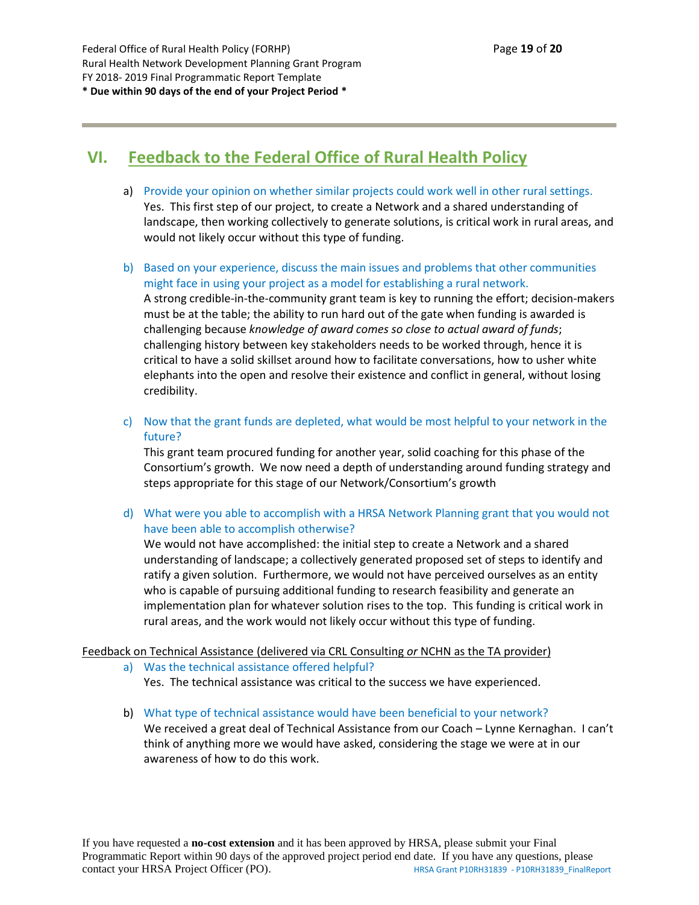## VI. Feedback to the Federal Office of Rural Health Policy

a) Provide your opinion on whether similar projects could work well in other rural settings.
Yes. This first step of our project, to create a Network and a shared understanding of landscape, then working collectively to generate solutions, is critical work in rural areas, and would not likely occur without this type of funding.

b) Based on your experience, discuss the main issues and problems that other communities might face in using your project as a model for establishing a rural network.
A strong credible-in-the-community grant team is key to running the effort; decision-makers must be at the table; the ability to run hard out of the gate when funding is awarded is challenging because *knowledge of award comes so close to actual award of funds*; challenging history between key stakeholders needs to be worked through, hence it is critical to have a solid skillset around how to facilitate conversations, how to usher white elephants into the open and resolve their existence and conflict in general, without losing credibility.

c) Now that the grant funds are depleted, what would be most helpful to your network in the future?
This grant team procured funding for another year, solid coaching for this phase of the Consortium's growth. We now need a depth of understanding around funding strategy and steps appropriate for this stage of our Network/Consortium's growth

d) What were you able to accomplish with a HRSA Network Planning grant that you would not have been able to accomplish otherwise?
We would not have accomplished: the initial step to create a Network and a shared understanding of landscape; a collectively generated proposed set of steps to identify and ratify a given solution. Furthermore, we would not have perceived ourselves as an entity who is capable of pursuing additional funding to research feasibility and generate an implementation plan for whatever solution rises to the top. This funding is critical work in rural areas, and the work would not likely occur without this type of funding.

<u>Feedback on Technical Assistance (delivered via CRL Consulting *or* NCHN as the TA provider)</u>

a) Was the technical assistance offered helpful?
Yes. The technical assistance was critical to the success we have experienced.

b) What type of technical assistance would have been beneficial to your network?
We received a great deal of Technical Assistance from our Coach – Lynne Kernaghan. I can't think of anything more we would have asked, considering the stage we were at in our awareness of how to do this work.

If you have requested a **no-cost extension** and it has been approved by HRSA, please submit your Final Programmatic Report within 90 days of the approved project period end date. If you have any questions, please contact your HRSA Project Officer (PO).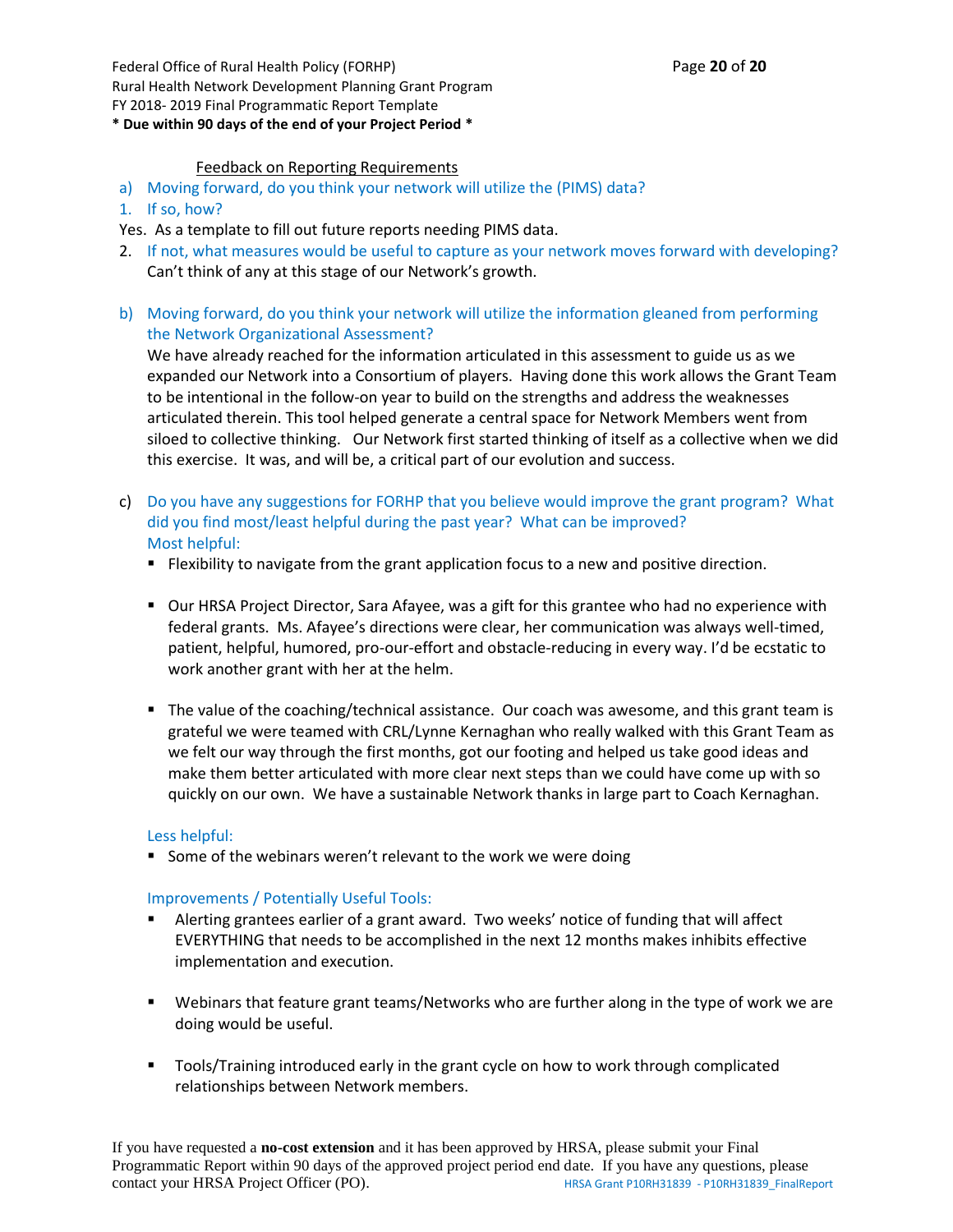## Feedback on Reporting Requirements

a) Moving forward, do you think your network will utilize the (PIMS) data?

1. If so, how?

Yes. As a template to fill out future reports needing PIMS data.

2. If not, what measures would be useful to capture as your network moves forward with developing?
   Can't think of any at this stage of our Network's growth.

b) Moving forward, do you think your network will utilize the information gleaned from performing the Network Organizational Assessment?

   We have already reached for the information articulated in this assessment to guide us as we expanded our Network into a Consortium of players. Having done this work allows the Grant Team to be intentional in the follow-on year to build on the strengths and address the weaknesses articulated therein. This tool helped generate a central space for Network Members went from siloed to collective thinking. Our Network first started thinking of itself as a collective when we did this exercise. It was, and will be, a critical part of our evolution and success.

c) Do you have any suggestions for FORHP that you believe would improve the grant program? What did you find most/least helpful during the past year? What can be improved?

   Most helpful:

   - Flexibility to navigate from the grant application focus to a new and positive direction.
   - Our HRSA Project Director, Sara Afayee, was a gift for this grantee who had no experience with federal grants. Ms. Afayee's directions were clear, her communication was always well-timed, patient, helpful, humored, pro-our-effort and obstacle-reducing in every way. I'd be ecstatic to work another grant with her at the helm.
   - The value of the coaching/technical assistance. Our coach was awesome, and this grant team is grateful we were teamed with CRL/Lynne Kernaghan who really walked with this Grant Team as we felt our way through the first months, got our footing and helped us take good ideas and make them better articulated with more clear next steps than we could have come up with so quickly on our own. We have a sustainable Network thanks in large part to Coach Kernaghan.

   Less helpful:

   - Some of the webinars weren't relevant to the work we were doing

   Improvements / Potentially Useful Tools:

   - Alerting grantees earlier of a grant award. Two weeks' notice of funding that will affect EVERYTHING that needs to be accomplished in the next 12 months makes inhibits effective implementation and execution.
   - Webinars that feature grant teams/Networks who are further along in the type of work we are doing would be useful.
   - Tools/Training introduced early in the grant cycle on how to work through complicated relationships between Network members.